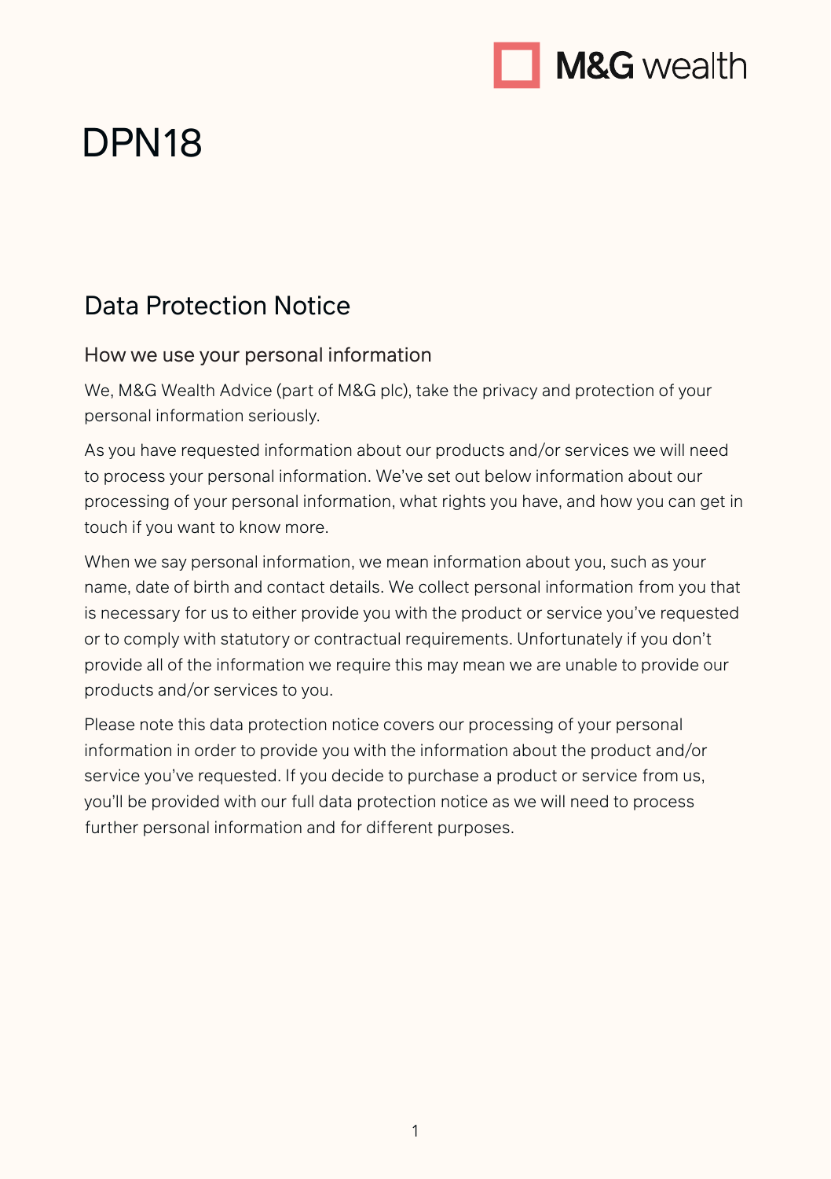# DPN18

## Data Protection Notice

### How we use your personal information

We, M&G Wealth Advice (part of M&G plc), take the privacy and protection of your personal information seriously.

As you have requested information about our products and/or services we will need to process your personal information. We've set out below information about our processing of your personal information, what rights you have, and how you can get in touch if you want to know more.

When we say personal information, we mean information about you, such as your name, date of birth and contact details. We collect personal information from you that is necessary for us to either provide you with the product or service you've requested or to comply with statutory or contractual requirements. Unfortunately if you don't provide all of the information we require this may mean we are unable to provide our products and/or services to you.

Please note this data protection notice covers our processing of your personal information in order to provide you with the information about the product and/or service you've requested. If you decide to purchase a product or service from us, you'll be provided with our full data protection notice as we will need to process further personal information and for different purposes.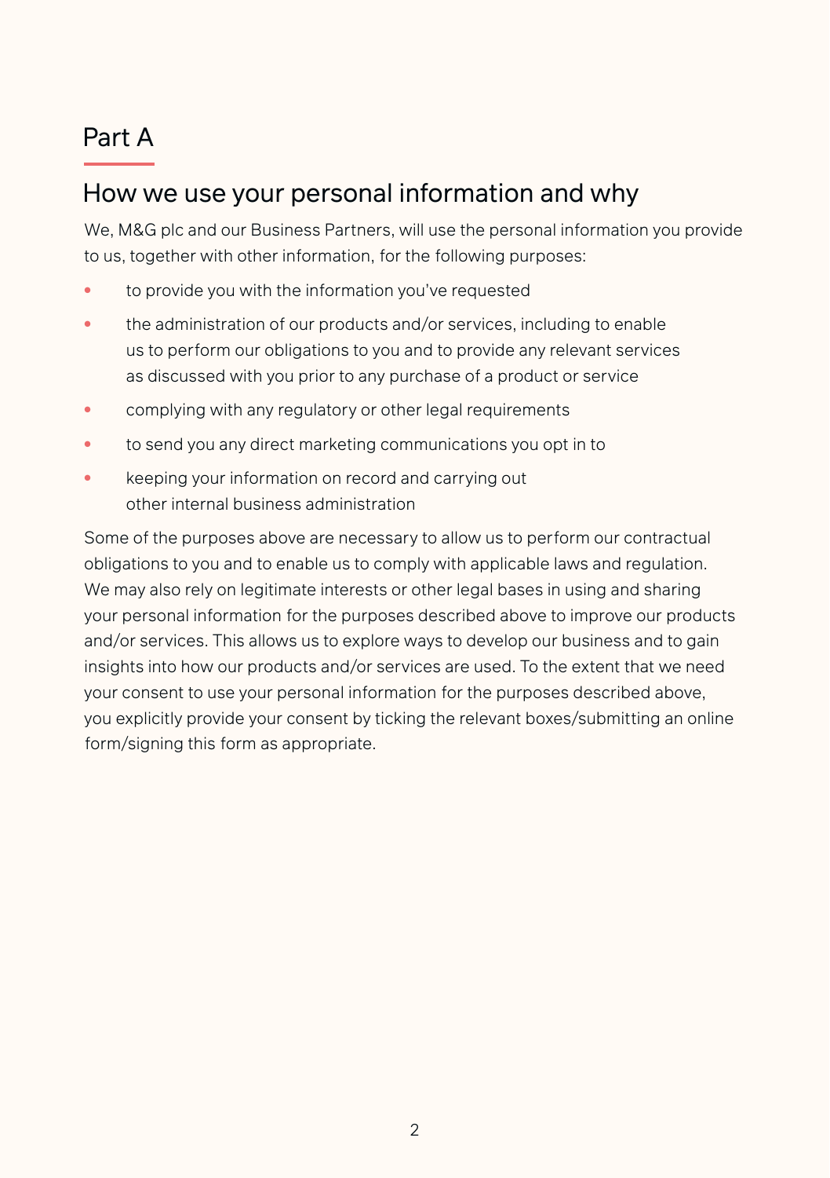# Part A

## How we use your personal information and why

We, M&G plc and our Business Partners, will use the personal information you provide to us, together with other information, for the following purposes:

- to provide you with the information you've requested
- the administration of our products and/or services, including to enable us to perform our obligations to you and to provide any relevant services as discussed with you prior to any purchase of a product or service
- complying with any regulatory or other legal requirements
- to send you any direct marketing communications you opt in to
- keeping your information on record and carrying out other internal business administration

Some of the purposes above are necessary to allow us to perform our contractual obligations to you and to enable us to comply with applicable laws and regulation. We may also rely on legitimate interests or other legal bases in using and sharing your personal information for the purposes described above to improve our products and/or services. This allows us to explore ways to develop our business and to gain insights into how our products and/or services are used. To the extent that we need your consent to use your personal information for the purposes described above, you explicitly provide your consent by ticking the relevant boxes/submitting an online form/signing this form as appropriate.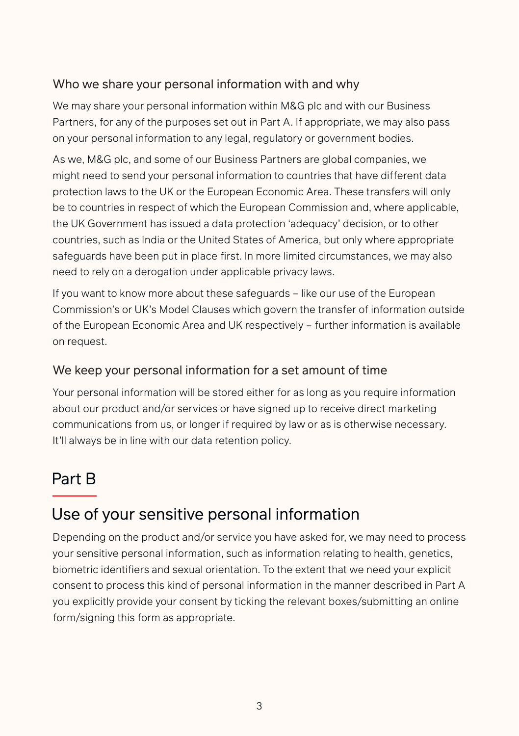### Who we share your personal information with and why

We may share your personal information within M&G plc and with our Business Partners, for any of the purposes set out in Part A. If appropriate, we may also pass on your personal information to any legal, regulatory or government bodies.

As we, M&G plc, and some of our Business Partners are global companies, we might need to send your personal information to countries that have different data protection laws to the UK or the European Economic Area. These transfers will only be to countries in respect of which the European Commission and, where applicable, the UK Government has issued a data protection 'adequacy' decision, or to other countries, such as India or the United States of America, but only where appropriate safeguards have been put in place first. In more limited circumstances, we may also need to rely on a derogation under applicable privacy laws.

If you want to know more about these safeguards – like our use of the European Commission's or UK's Model Clauses which govern the transfer of information outside of the European Economic Area and UK respectively – further information is available on request.

### We keep your personal information for a set amount of time

Your personal information will be stored either for as long as you require information about our product and/or services or have signed up to receive direct marketing communications from us, or longer if required by law or as is otherwise necessary. It'll always be in line with our data retention policy.

# Part B

## Use of your sensitive personal information

Depending on the product and/or service you have asked for, we may need to process your sensitive personal information, such as information relating to health, genetics, biometric identifiers and sexual orientation. To the extent that we need your explicit consent to process this kind of personal information in the manner described in Part A you explicitly provide your consent by ticking the relevant boxes/submitting an online form/signing this form as appropriate.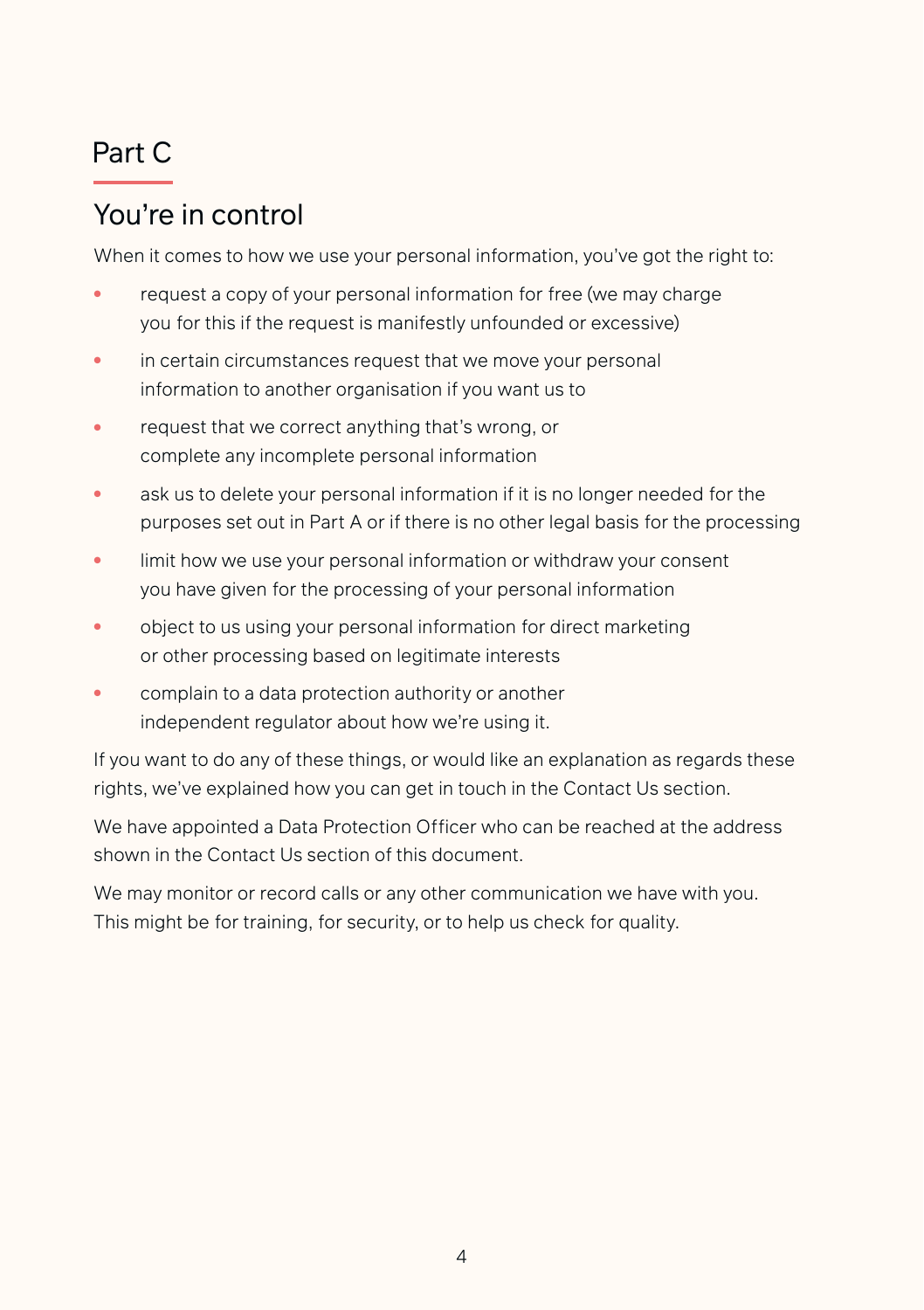# Part C

## You’re in control

When it comes to how we use your personal information, you’ve got the right to:

- request a copy of your personal information for free (we may charge you for this if the request is manifestly unfounded or excessive)
- in certain circumstances request that we move your personal information to another organisation if you want us to
- request that we correct anything that’s wrong, or complete any incomplete personal information
- ask us to delete your personal information if it is no longer needed for the purposes set out in Part A or if there is no other legal basis for the processing
- limit how we use your personal information or withdraw your consent you have given for the processing of your personal information
- object to us using your personal information for direct marketing or other processing based on legitimate interests
- complain to a data protection authority or another independent regulator about how we’re using it.

If you want to do any of these things, or would like an explanation as regards these rights, we’ve explained how you can get in touch in the Contact Us section.

We have appointed a Data Protection Officer who can be reached at the address shown in the Contact Us section of this document.

We may monitor or record calls or any other communication we have with you. This might be for training, for security, or to help us check for quality.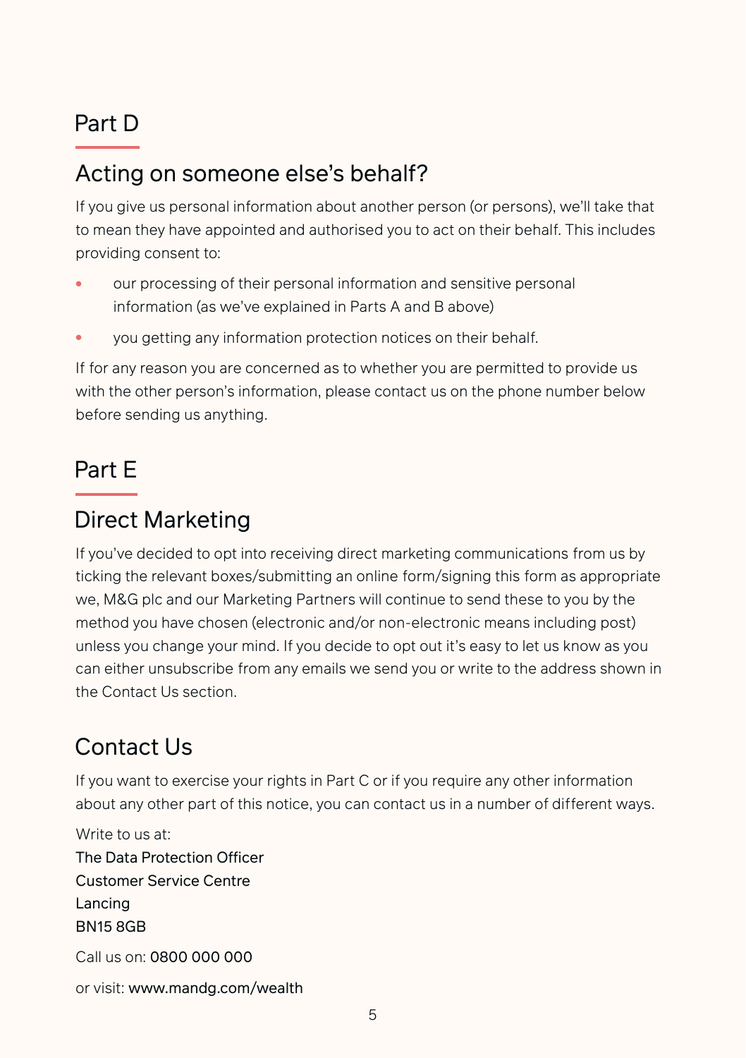## Part D

## Acting on someone else's behalf?

If you give us personal information about another person (or persons), we'll take that to mean they have appointed and authorised you to act on their behalf. This includes providing consent to:

- our processing of their personal information and sensitive personal information (as we've explained in Parts A and B above)
- you getting any information protection notices on their behalf.

If for any reason you are concerned as to whether you are permitted to provide us with the other person's information, please contact us on the phone number below before sending us anything.

## Part E

## Direct Marketing

If you've decided to opt into receiving direct marketing communications from us by ticking the relevant boxes/submitting an online form/signing this form as appropriate we, M&G plc and our Marketing Partners will continue to send these to you by the method you have chosen (electronic and/or non-electronic means including post) unless you change your mind. If you decide to opt out it's easy to let us know as you can either unsubscribe from any emails we send you or write to the address shown in the Contact Us section.

## Contact Us

If you want to exercise your rights in Part C or if you require any other information about any other part of this notice, you can contact us in a number of different ways.

Write to us at:
The Data Protection Officer
Customer Service Centre
Lancing
BN15 8GB

Call us on: 0800 000 000

or visit: www.mandg.com/wealth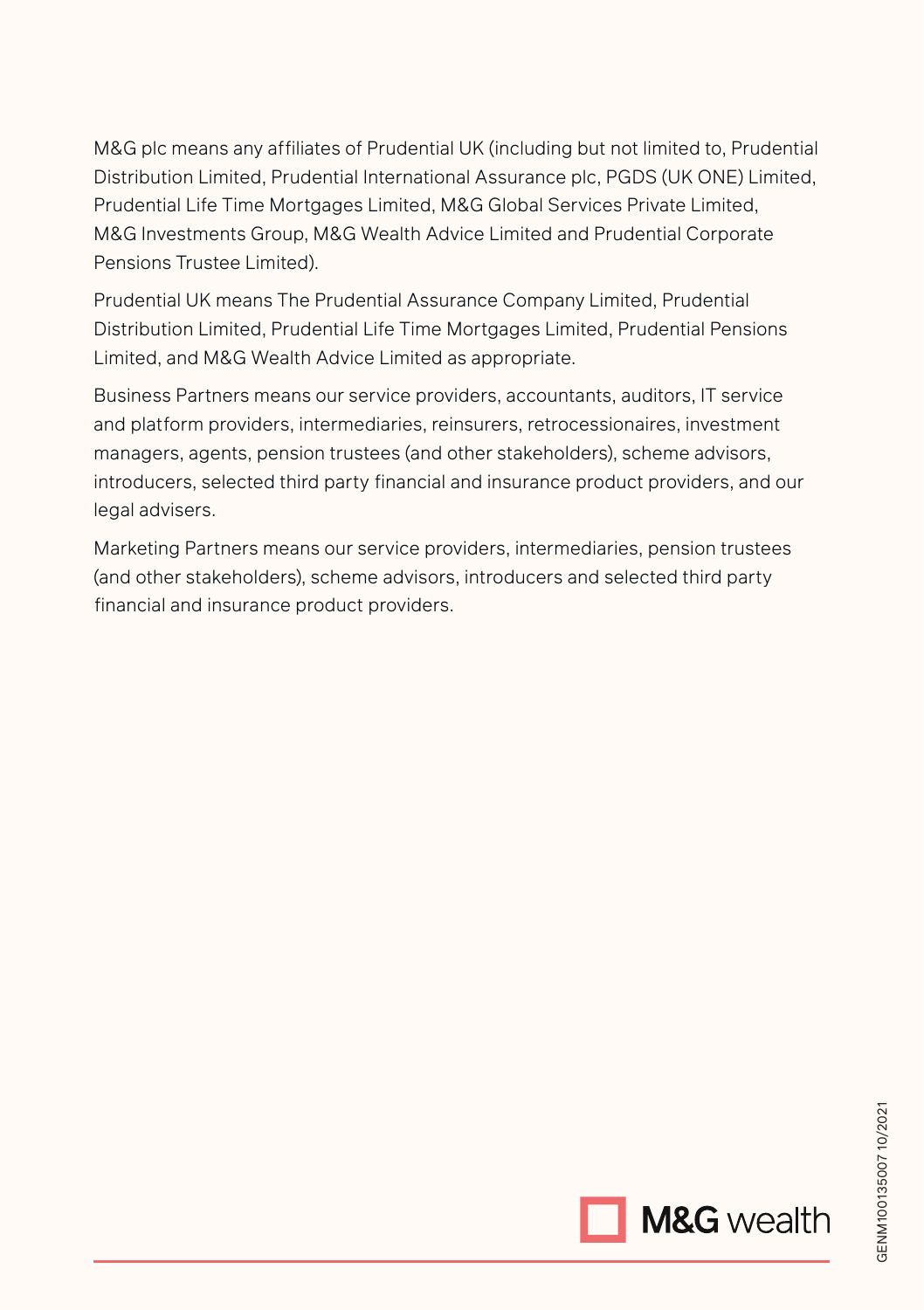M&G plc means any affiliates of Prudential UK (including but not limited to, Prudential Distribution Limited, Prudential International Assurance plc, PGDS (UK ONE) Limited, Prudential Life Time Mortgages Limited, M&G Global Services Private Limited, M&G Investments Group, M&G Wealth Advice Limited and Prudential Corporate Pensions Trustee Limited).

Prudential UK means The Prudential Assurance Company Limited, Prudential Distribution Limited, Prudential Life Time Mortgages Limited, Prudential Pensions Limited, and M&G Wealth Advice Limited as appropriate.

Business Partners means our service providers, accountants, auditors, IT service and platform providers, intermediaries, reinsurers, retrocessionaires, investment managers, agents, pension trustees (and other stakeholders), scheme advisors, introducers, selected third party financial and insurance product providers, and our legal advisers.

Marketing Partners means our service providers, intermediaries, pension trustees (and other stakeholders), scheme advisors, introducers and selected third party financial and insurance product providers.

M&G wealth

GENM100135007 10/2021